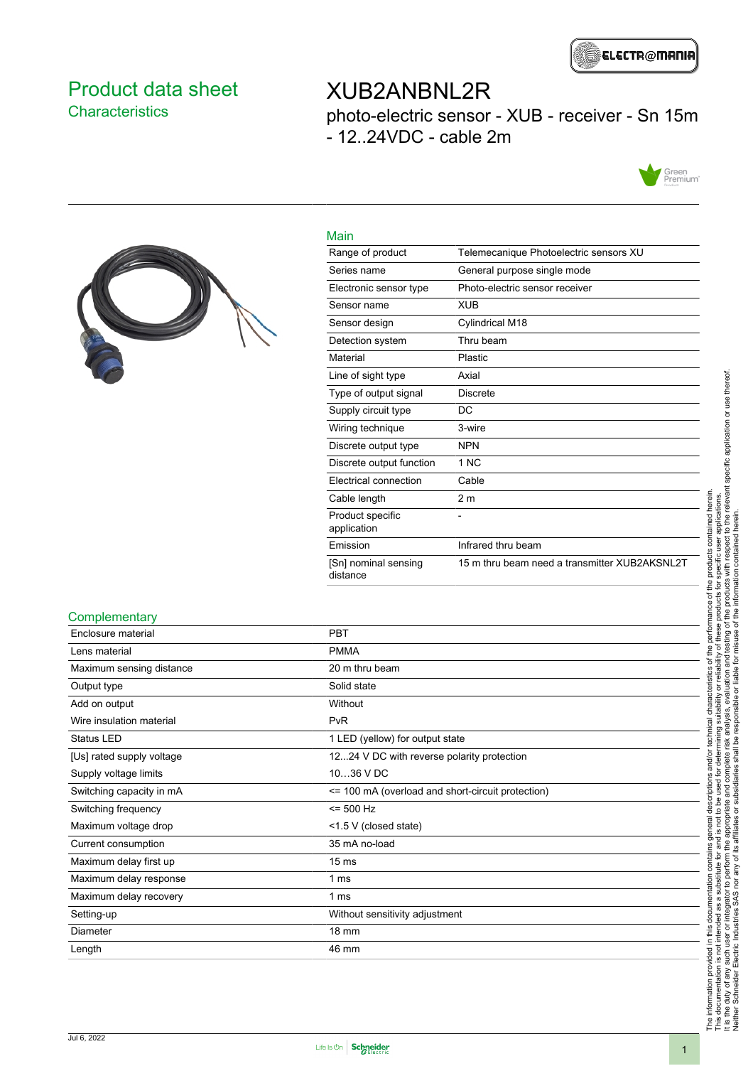# Product data sheet

## Characteristics

# XUB2ANBNL2R

photo-electric sensor - XUB - receiver - Sn 15m - 12..24VDC - cable 2m

## Main

| | |
|---|---|
| Range of product | Telemecanique Photoelectric sensors XU |
| Series name | General purpose single mode |
| Electronic sensor type | Photo-electric sensor receiver |
| Sensor name | XUB |
| Sensor design | Cylindrical M18 |
| Detection system | Thru beam |
| Material | Plastic |
| Line of sight type | Axial |
| Type of output signal | Discrete |
| Supply circuit type | DC |
| Wiring technique | 3-wire |
| Discrete output type | NPN |
| Discrete output function | 1 NC |
| Electrical connection | Cable |
| Cable length | 2 m |
| Product specific application | - |
| Emission | Infrared thru beam |
| [Sn] nominal sensing distance | 15 m thru beam need a transmitter XUB2AKSNL2T |

## Complementary

| | |
|---|---|
| Enclosure material | PBT |
| Lens material | PMMA |
| Maximum sensing distance | 20 m thru beam |
| Output type | Solid state |
| Add on output | Without |
| Wire insulation material | PvR |
| Status LED | 1 LED (yellow) for output state |
| [Us] rated supply voltage | 12...24 V DC with reverse polarity protection |
| Supply voltage limits | 10…36 V DC |
| Switching capacity in mA | <= 100 mA (overload and short-circuit protection) |
| Switching frequency | <= 500 Hz |
| Maximum voltage drop | <1.5 V (closed state) |
| Current consumption | 35 mA no-load |
| Maximum delay first up | 15 ms |
| Maximum delay response | 1 ms |
| Maximum delay recovery | 1 ms |
| Setting-up | Without sensitivity adjustment |
| Diameter | 18 mm |
| Length | 46 mm |

The information provided in this documentation contains general descriptions and/or technical characteristics of the performance of the products contained herein. This documentation is not intended as a substitute for and is not to be used for determining suitability or reliability of these products for specific user applications. It is the duty of any such user or integrator to perform the appropriate and complete risk analysis, evaluation and testing of the products with respect to the relevant specific application or use thereof. Neither Schneider Electric Industries SAS nor any of its affiliates or subsidiaries shall be responsible or liable for misuse of the information contained herein.

Jul 6, 2022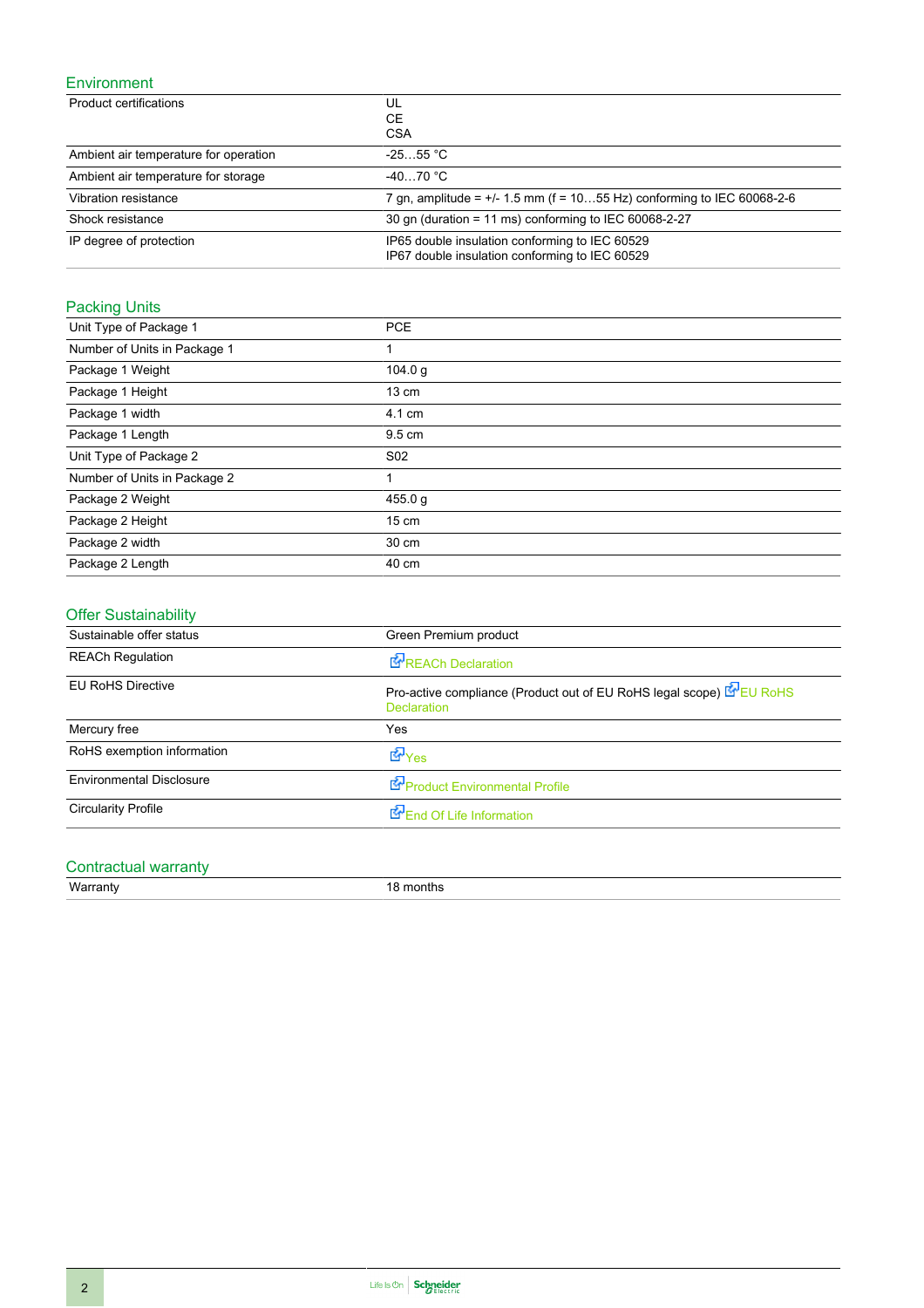## Environment

| | |
|---|---|
| Product certifications | UL<br>CE<br>CSA |
| Ambient air temperature for operation | -25…55 °C |
| Ambient air temperature for storage | -40…70 °C |
| Vibration resistance | 7 gn, amplitude = +/- 1.5 mm (f = 10…55 Hz) conforming to IEC 60068-2-6 |
| Shock resistance | 30 gn (duration = 11 ms) conforming to IEC 60068-2-27 |
| IP degree of protection | IP65 double insulation conforming to IEC 60529<br>IP67 double insulation conforming to IEC 60529 |

## Packing Units

| | |
|---|---|
| Unit Type of Package 1 | PCE |
| Number of Units in Package 1 | 1 |
| Package 1 Weight | 104.0 g |
| Package 1 Height | 13 cm |
| Package 1 width | 4.1 cm |
| Package 1 Length | 9.5 cm |
| Unit Type of Package 2 | S02 |
| Number of Units in Package 2 | 1 |
| Package 2 Weight | 455.0 g |
| Package 2 Height | 15 cm |
| Package 2 width | 30 cm |
| Package 2 Length | 40 cm |

## Offer Sustainability

| | |
|---|---|
| Sustainable offer status | Green Premium product |
| REACh Regulation | REACh Declaration |
| EU RoHS Directive | Pro-active compliance (Product out of EU RoHS legal scope) EU RoHS Declaration |
| Mercury free | Yes |
| RoHS exemption information | Yes |
| Environmental Disclosure | Product Environmental Profile |
| Circularity Profile | End Of Life Information |

## Contractual warranty

| | |
|---|---|
| Warranty | 18 months |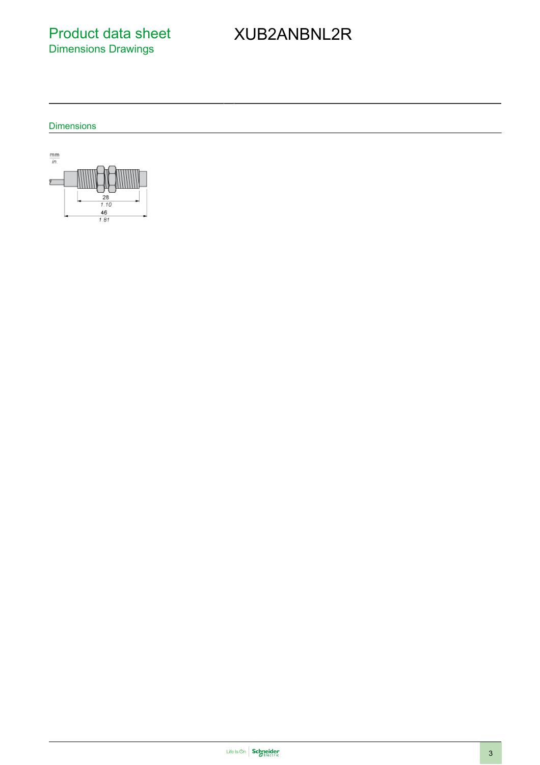# Product data sheet
## Dimensions Drawings

# XUB2ANBNL2R

### Dimensions

mm
in.

28
1.10

46
1.81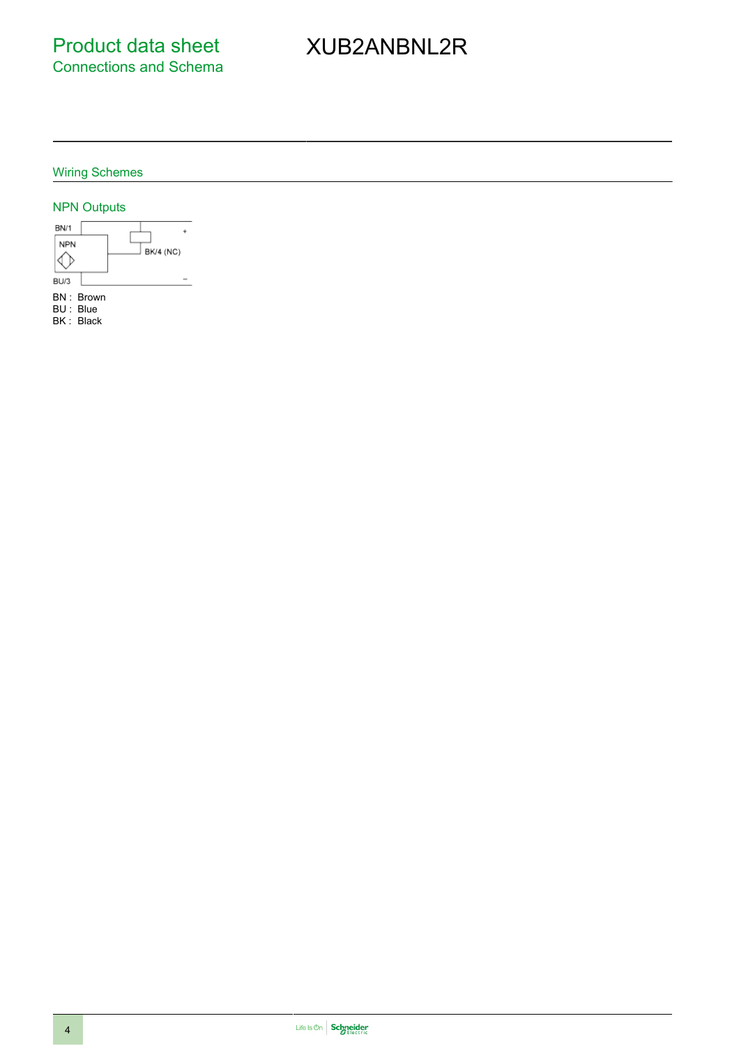# Product data sheet
## Connections and Schema

# XUB2ANBNL2R

### Wiring Schemes

#### NPN Outputs

BN/1

NPN

BK/4 (NC)

BU/3

+

−

BN : Brown
BU : Blue
BK : Black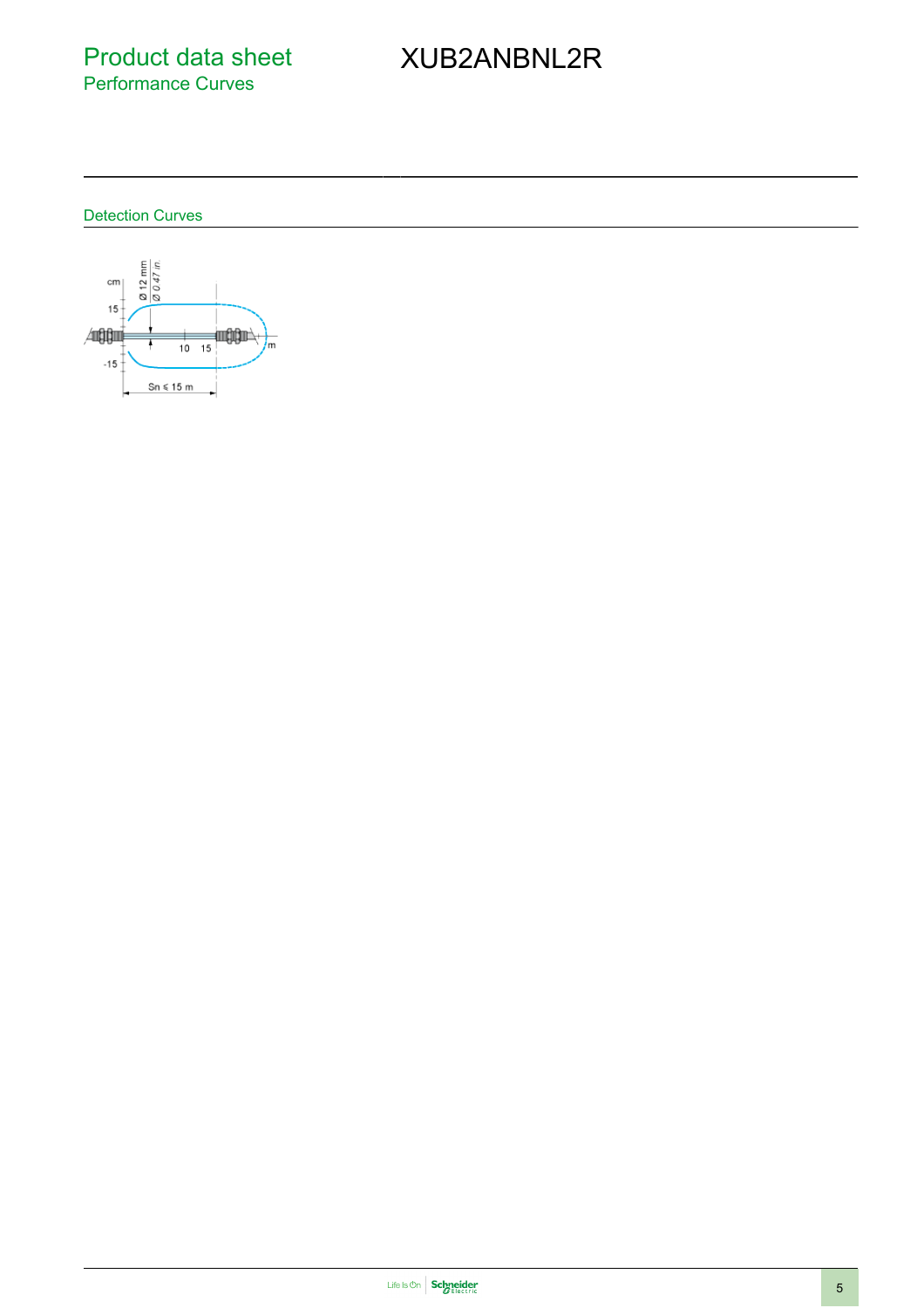# Product data sheet
## Performance Curves

XUB2ANBNL2R

### Detection Curves

cm
Ø 12 mm
Ø 0.47 in.
15
10
15
m
-15
Sn ≤ 15 m